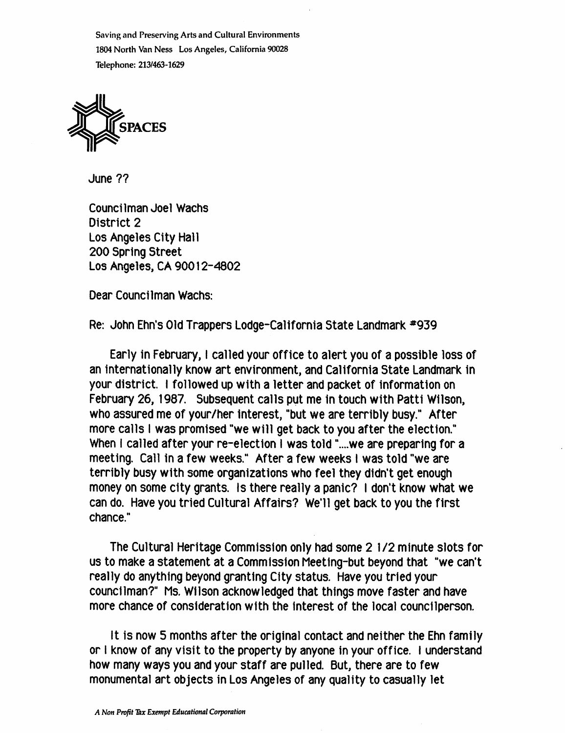Saving and Preserving Arts and Cultural Environments
1804 North Van Ness Los Angeles, California 90028
Telephone: 213/463-1629

SPACES

June ??

Councilman Joel Wachs
District 2
Los Angeles City Hall
200 Spring Street
Los Angeles, CA 90012-4802

Dear Councilman Wachs:

Re: John Ehn's Old Trappers Lodge-California State Landmark #939

Early in February, I called your office to alert you of a possible loss of an internationally know art environment, and California State Landmark in your district. I followed up with a letter and packet of information on February 26, 1987. Subsequent calls put me in touch with Patti Wilson, who assured me of your/her interest, "but we are terribly busy." After more calls I was promised "we will get back to you after the election." When I called after your re-election I was told "....we are preparing for a meeting. Call in a few weeks." After a few weeks I was told "we are terribly busy with some organizations who feel they didn't get enough money on some city grants. Is there really a panic? I don't know what we can do. Have you tried Cultural Affairs? We'll get back to you the first chance."

The Cultural Heritage Commission only had some 2 1/2 minute slots for us to make a statement at a Commission Meeting-but beyond that "we can't really do anything beyond granting City status. Have you tried your councilman?" Ms. Wilson acknowledged that things move faster and have more chance of consideration with the interest of the local councilperson.

It is now 5 months after the original contact and neither the Ehn family or I know of any visit to the property by anyone in your office. I understand how many ways you and your staff are pulled. But, there are to few monumental art objects in Los Angeles of any quality to casually let

*A Non Profit Tax Exempt Educational Corporation*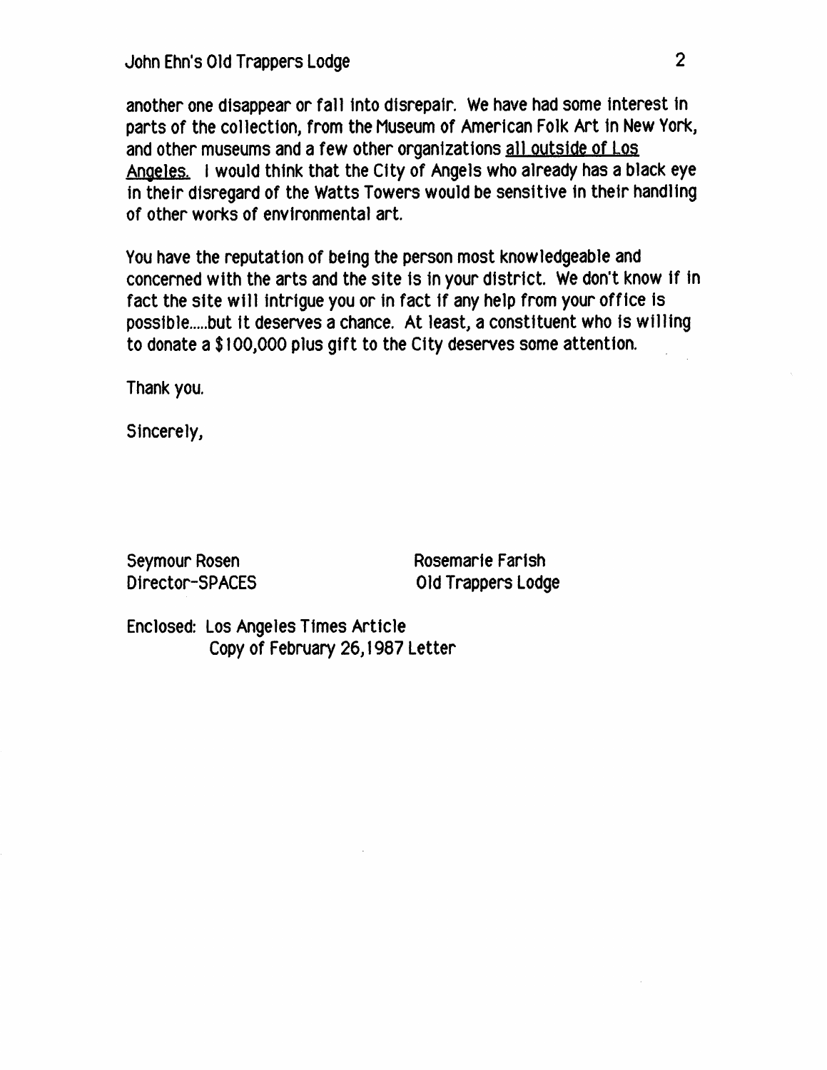another one disappear or fall into disrepair. We have had some interest in parts of the collection, from the Museum of American Folk Art in New York, and other museums and a few other organizations <u>all outside of Los Angeles.</u> I would think that the City of Angels who already has a black eye in their disregard of the Watts Towers would be sensitive in their handling of other works of environmental art.

You have the reputation of being the person most knowledgeable and concerned with the arts and the site is in your district. We don't know if in fact the site will intrigue you or in fact if any help from your office is possible.....but it deserves a chance. At least, a constituent who is willing to donate a $100,000 plus gift to the City deserves some attention.

Thank you.

Sincerely,

Seymour Rosen
Director-SPACES

Rosemarie Farish
Old Trappers Lodge

Enclosed: Los Angeles Times Article
Copy of February 26,1987 Letter